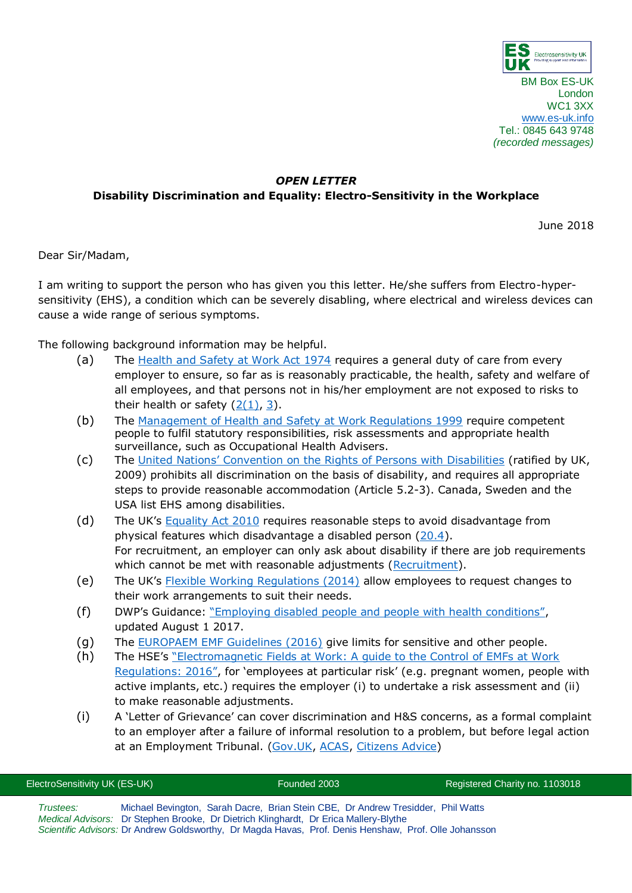ES UK Electrosensitivity UK

BM Box ES-UK
London
WC1 3XX
www.es-uk.info
Tel.: 0845 643 9748
*(recorded messages)*

***OPEN LETTER***

**Disability Discrimination and Equality: Electro-Sensitivity in the Workplace**

June 2018

Dear Sir/Madam,

I am writing to support the person who has given you this letter. He/she suffers from Electro-hyper-sensitivity (EHS), a condition which can be severely disabling, where electrical and wireless devices can cause a wide range of serious symptoms.

The following background information may be helpful.

(a) The Health and Safety at Work Act 1974 requires a general duty of care from every employer to ensure, so far as is reasonably practicable, the health, safety and welfare of all employees, and that persons not in his/her employment are not exposed to risks to their health or safety (2(1), 3).

(b) The Management of Health and Safety at Work Regulations 1999 require competent people to fulfil statutory responsibilities, risk assessments and appropriate health surveillance, such as Occupational Health Advisers.

(c) The United Nations' Convention on the Rights of Persons with Disabilities (ratified by UK, 2009) prohibits all discrimination on the basis of disability, and requires all appropriate steps to provide reasonable accommodation (Article 5.2-3). Canada, Sweden and the USA list EHS among disabilities.

(d) The UK's Equality Act 2010 requires reasonable steps to avoid disadvantage from physical features which disadvantage a disabled person (20.4). For recruitment, an employer can only ask about disability if there are job requirements which cannot be met with reasonable adjustments (Recruitment).

(e) The UK's Flexible Working Regulations (2014) allow employees to request changes to their work arrangements to suit their needs.

(f) DWP's Guidance: "Employing disabled people and people with health conditions", updated August 1 2017.

(g) The EUROPAEM EMF Guidelines (2016) give limits for sensitive and other people.

(h) The HSE's "Electromagnetic Fields at Work: A guide to the Control of EMFs at Work Regulations: 2016", for 'employees at particular risk' (e.g. pregnant women, people with active implants, etc.) requires the employer (i) to undertake a risk assessment and (ii) to make reasonable adjustments.

(i) A 'Letter of Grievance' can cover discrimination and H&S concerns, as a formal complaint to an employer after a failure of informal resolution to a problem, but before legal action at an Employment Tribunal. (Gov.UK, ACAS, Citizens Advice)

ElectroSensitivity UK (ES-UK) | Founded 2003 | Registered Charity no. 1103018

*Trustees:* Michael Bevington, Sarah Dacre, Brian Stein CBE, Dr Andrew Tresidder, Phil Watts
*Medical Advisors:* Dr Stephen Brooke, Dr Dietrich Klinghardt, Dr Erica Mallery-Blythe
*Scientific Advisors:* Dr Andrew Goldsworthy, Dr Magda Havas, Prof. Denis Henshaw, Prof. Olle Johansson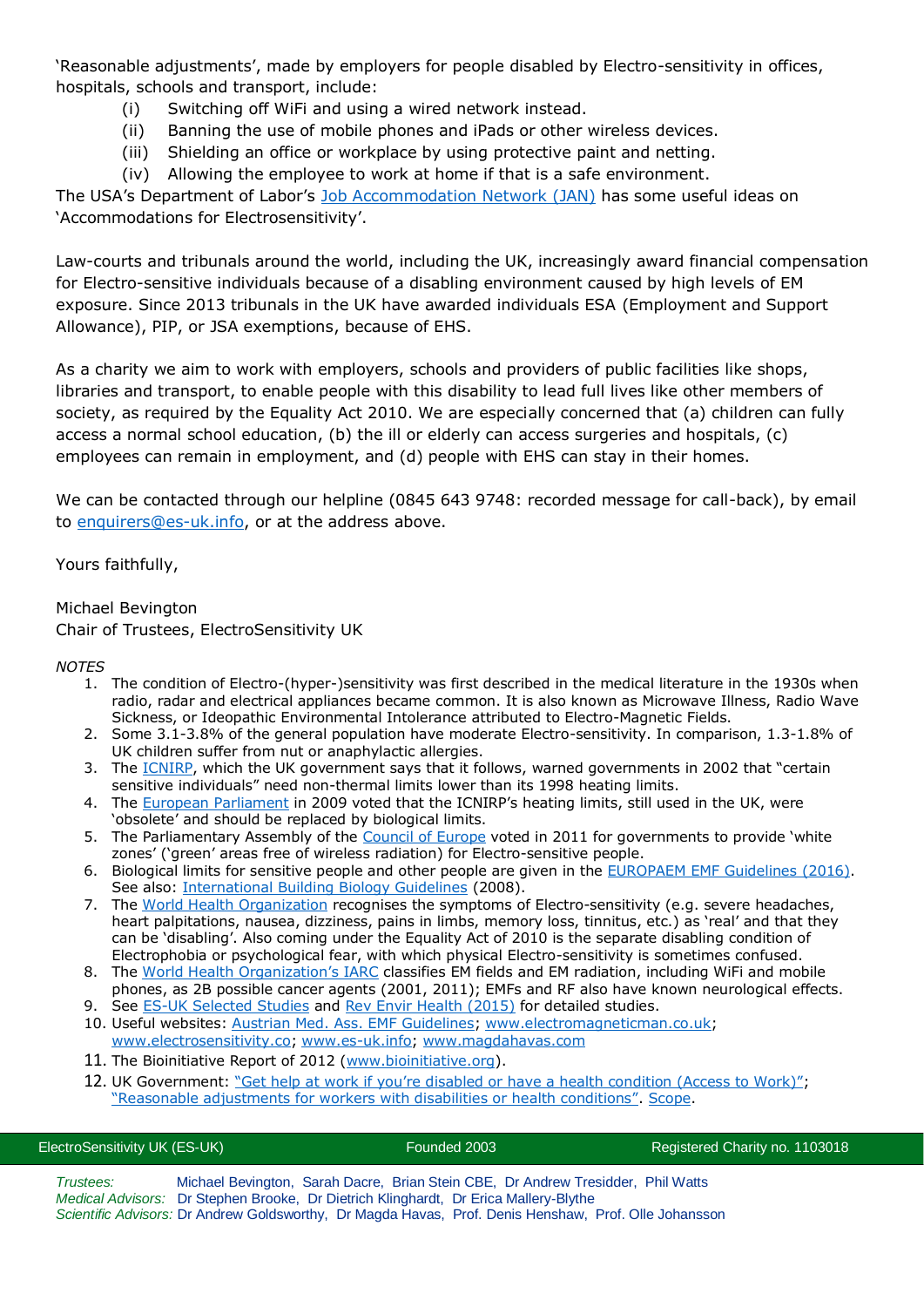'Reasonable adjustments', made by employers for people disabled by Electro-sensitivity in offices, hospitals, schools and transport, include:

- (i) Switching off WiFi and using a wired network instead.
- (ii) Banning the use of mobile phones and iPads or other wireless devices.
- (iii) Shielding an office or workplace by using protective paint and netting.
- (iv) Allowing the employee to work at home if that is a safe environment.

The USA's Department of Labor's Job Accommodation Network (JAN) has some useful ideas on 'Accommodations for Electrosensitivity'.

Law-courts and tribunals around the world, including the UK, increasingly award financial compensation for Electro-sensitive individuals because of a disabling environment caused by high levels of EM exposure. Since 2013 tribunals in the UK have awarded individuals ESA (Employment and Support Allowance), PIP, or JSA exemptions, because of EHS.

As a charity we aim to work with employers, schools and providers of public facilities like shops, libraries and transport, to enable people with this disability to lead full lives like other members of society, as required by the Equality Act 2010. We are especially concerned that (a) children can fully access a normal school education, (b) the ill or elderly can access surgeries and hospitals, (c) employees can remain in employment, and (d) people with EHS can stay in their homes.

We can be contacted through our helpline (0845 643 9748: recorded message for call-back), by email to enquirers@es-uk.info, or at the address above.

Yours faithfully,

Michael Bevington
Chair of Trustees, ElectroSensitivity UK

*NOTES*

1. The condition of Electro-(hyper-)sensitivity was first described in the medical literature in the 1930s when radio, radar and electrical appliances became common. It is also known as Microwave Illness, Radio Wave Sickness, or Ideopathic Environmental Intolerance attributed to Electro-Magnetic Fields.
2. Some 3.1-3.8% of the general population have moderate Electro-sensitivity. In comparison, 1.3-1.8% of UK children suffer from nut or anaphylactic allergies.
3. The ICNIRP, which the UK government says that it follows, warned governments in 2002 that "certain sensitive individuals" need non-thermal limits lower than its 1998 heating limits.
4. The European Parliament in 2009 voted that the ICNIRP's heating limits, still used in the UK, were 'obsolete' and should be replaced by biological limits.
5. The Parliamentary Assembly of the Council of Europe voted in 2011 for governments to provide 'white zones' ('green' areas free of wireless radiation) for Electro-sensitive people.
6. Biological limits for sensitive people and other people are given in the EUROPAEM EMF Guidelines (2016). See also: International Building Biology Guidelines (2008).
7. The World Health Organization recognises the symptoms of Electro-sensitivity (e.g. severe headaches, heart palpitations, nausea, dizziness, pains in limbs, memory loss, tinnitus, etc.) as 'real' and that they can be 'disabling'. Also coming under the Equality Act of 2010 is the separate disabling condition of Electrophobia or psychological fear, with which physical Electro-sensitivity is sometimes confused.
8. The World Health Organization's IARC classifies EM fields and EM radiation, including WiFi and mobile phones, as 2B possible cancer agents (2001, 2011); EMFs and RF also have known neurological effects.
9. See ES-UK Selected Studies and Rev Envir Health (2015) for detailed studies.
10. Useful websites: Austrian Med. Ass. EMF Guidelines; www.electromagneticman.co.uk; www.electrosensitivity.co; www.es-uk.info; www.magdahavas.com
11. The Bioinitiative Report of 2012 (www.bioinitiative.org).
12. UK Government: "Get help at work if you're disabled or have a health condition (Access to Work)"; "Reasonable adjustments for workers with disabilities or health conditions". Scope.

ElectroSensitivity UK (ES-UK) Founded 2003 Registered Charity no. 1103018

*Trustees:* Michael Bevington, Sarah Dacre, Brian Stein CBE, Dr Andrew Tresidder, Phil Watts
*Medical Advisors:* Dr Stephen Brooke, Dr Dietrich Klinghardt, Dr Erica Mallery-Blythe
*Scientific Advisors:* Dr Andrew Goldsworthy, Dr Magda Havas, Prof. Denis Henshaw, Prof. Olle Johansson